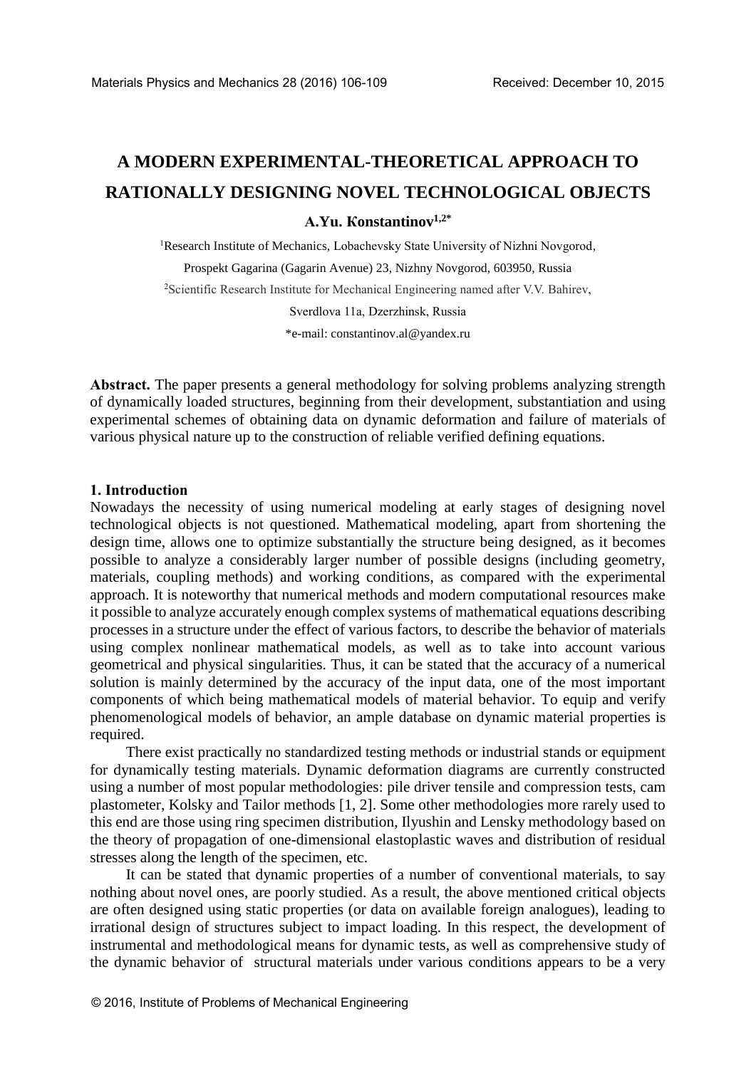# A MODERN EXPERIMENTAL-THEORETICAL APPROACH TO RATIONALLY DESIGNING NOVEL TECHNOLOGICAL OBJECTS

**A.Yu. Konstantinov[1,2*]**

[1]Research Institute of Mechanics, Lobachevsky State University of Nizhni Novgorod, Prospekt Gagarina (Gagarin Avenue) 23, Nizhny Novgorod, 603950, Russia

[2]Scientific Research Institute for Mechanical Engineering named after V.V. Bahirev, Sverdlova 11a, Dzerzhinsk, Russia

*e-mail: constantinov.al@yandex.ru

**Abstract.** The paper presents a general methodology for solving problems analyzing strength of dynamically loaded structures, beginning from their development, substantiation and using experimental schemes of obtaining data on dynamic deformation and failure of materials of various physical nature up to the construction of reliable verified defining equations.

## 1. Introduction

Nowadays the necessity of using numerical modeling at early stages of designing novel technological objects is not questioned. Mathematical modeling, apart from shortening the design time, allows one to optimize substantially the structure being designed, as it becomes possible to analyze a considerably larger number of possible designs (including geometry, materials, coupling methods) and working conditions, as compared with the experimental approach. It is noteworthy that numerical methods and modern computational resources make it possible to analyze accurately enough complex systems of mathematical equations describing processes in a structure under the effect of various factors, to describe the behavior of materials using complex nonlinear mathematical models, as well as to take into account various geometrical and physical singularities. Thus, it can be stated that the accuracy of a numerical solution is mainly determined by the accuracy of the input data, one of the most important components of which being mathematical models of material behavior. To equip and verify phenomenological models of behavior, an ample database on dynamic material properties is required.

There exist practically no standardized testing methods or industrial stands or equipment for dynamically testing materials. Dynamic deformation diagrams are currently constructed using a number of most popular methodologies: pile driver tensile and compression tests, cam plastometer, Kolsky and Tailor methods [1, 2]. Some other methodologies more rarely used to this end are those using ring specimen distribution, Ilyushin and Lensky methodology based on the theory of propagation of one-dimensional elastoplastic waves and distribution of residual stresses along the length of the specimen, etc.

It can be stated that dynamic properties of a number of conventional materials, to say nothing about novel ones, are poorly studied. As a result, the above mentioned critical objects are often designed using static properties (or data on available foreign analogues), leading to irrational design of structures subject to impact loading. In this respect, the development of instrumental and methodological means for dynamic tests, as well as comprehensive study of the dynamic behavior of structural materials under various conditions appears to be a very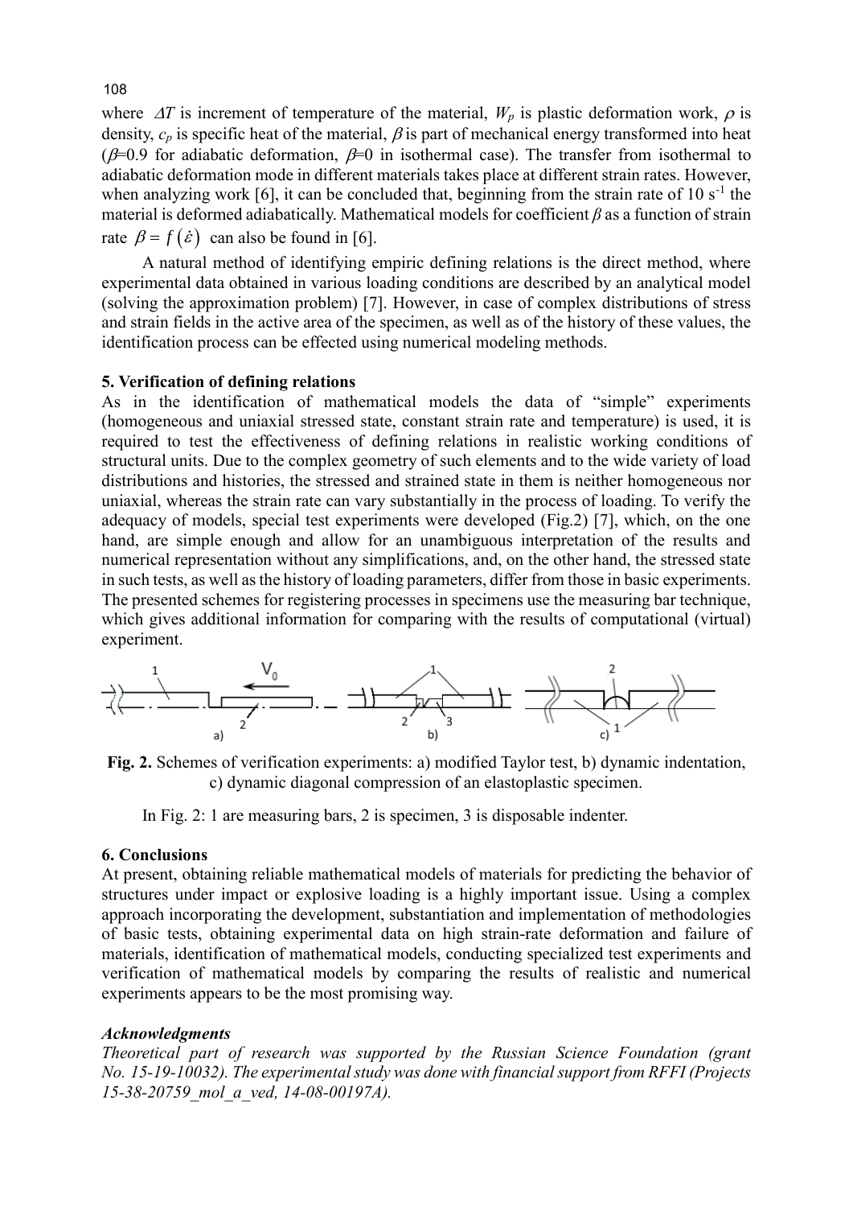where $\Delta T$ is increment of temperature of the material, $W_p$ is plastic deformation work, $\rho$ is density, $c_p$ is specific heat of the material, $\beta$ is part of mechanical energy transformed into heat ($\beta$=0.9 for adiabatic deformation, $\beta$=0 in isothermal case). The transfer from isothermal to adiabatic deformation mode in different materials takes place at different strain rates. However, when analyzing work [6], it can be concluded that, beginning from the strain rate of 10 $s^{-1}$ the material is deformed adiabatically. Mathematical models for coefficient $\beta$ as a function of strain rate $\beta = f(\dot{\varepsilon})$ can also be found in [6].

A natural method of identifying empiric defining relations is the direct method, where experimental data obtained in various loading conditions are described by an analytical model (solving the approximation problem) [7]. However, in case of complex distributions of stress and strain fields in the active area of the specimen, as well as of the history of these values, the identification process can be effected using numerical modeling methods.

## 5. Verification of defining relations

As in the identification of mathematical models the data of "simple" experiments (homogeneous and uniaxial stressed state, constant strain rate and temperature) is used, it is required to test the effectiveness of defining relations in realistic working conditions of structural units. Due to the complex geometry of such elements and to the wide variety of load distributions and histories, the stressed and strained state in them is neither homogeneous nor uniaxial, whereas the strain rate can vary substantially in the process of loading. To verify the adequacy of models, special test experiments were developed (Fig.2) [7], which, on the one hand, are simple enough and allow for an unambiguous interpretation of the results and numerical representation without any simplifications, and, on the other hand, the stressed state in such tests, as well as the history of loading parameters, differ from those in basic experiments. The presented schemes for registering processes in specimens use the measuring bar technique, which gives additional information for comparing with the results of computational (virtual) experiment.

**Fig. 2.** Schemes of verification experiments: a) modified Taylor test, b) dynamic indentation, c) dynamic diagonal compression of an elastoplastic specimen.

In Fig. 2: 1 are measuring bars, 2 is specimen, 3 is disposable indenter.

## 6. Conclusions

At present, obtaining reliable mathematical models of materials for predicting the behavior of structures under impact or explosive loading is a highly important issue. Using a complex approach incorporating the development, substantiation and implementation of methodologies of basic tests, obtaining experimental data on high strain-rate deformation and failure of materials, identification of mathematical models, conducting specialized test experiments and verification of mathematical models by comparing the results of realistic and numerical experiments appears to be the most promising way.

### *Acknowledgments*

*Theoretical part of research was supported by the Russian Science Foundation (grant No. 15-19-10032). The experimental study was done with financial support from RFFI (Projects 15-38-20759_mol_a_ved, 14-08-00197A).*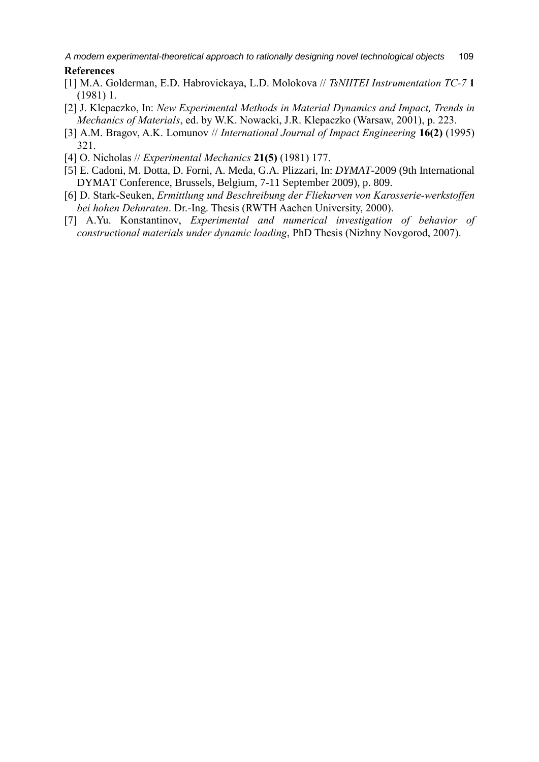## References

[1] M.A. Golderman, E.D. Habrovickaya, L.D. Molokova // *TsNIITEI Instrumentation TC-7* **1** (1981) 1.

[2] J. Klepaczko, In: *New Experimental Methods in Material Dynamics and Impact, Trends in Mechanics of Materials*, ed. by W.K. Nowacki, J.R. Klepaczko (Warsaw, 2001), p. 223.

[3] A.M. Bragov, A.K. Lomunov // *International Journal of Impact Engineering* **16(2)** (1995) 321.

[4] O. Nicholas // *Experimental Mechanics* **21(5)** (1981) 177.

[5] E. Cadoni, M. Dotta, D. Forni, A. Meda, G.A. Plizzari, In: *DYMAT*-2009 (9th International DYMAT Conference, Brussels, Belgium, 7-11 September 2009), p. 809.

[6] D. Stark-Seuken, *Ermittlung und Beschreibung der Fliekurven von Karosserie-werkstoffen bei hohen Dehnraten*. Dr.-Ing. Thesis (RWTH Aachen University, 2000).

[7] A.Yu. Konstantinov, *Experimental and numerical investigation of behavior of constructional materials under dynamic loading*, PhD Thesis (Nizhny Novgorod, 2007).